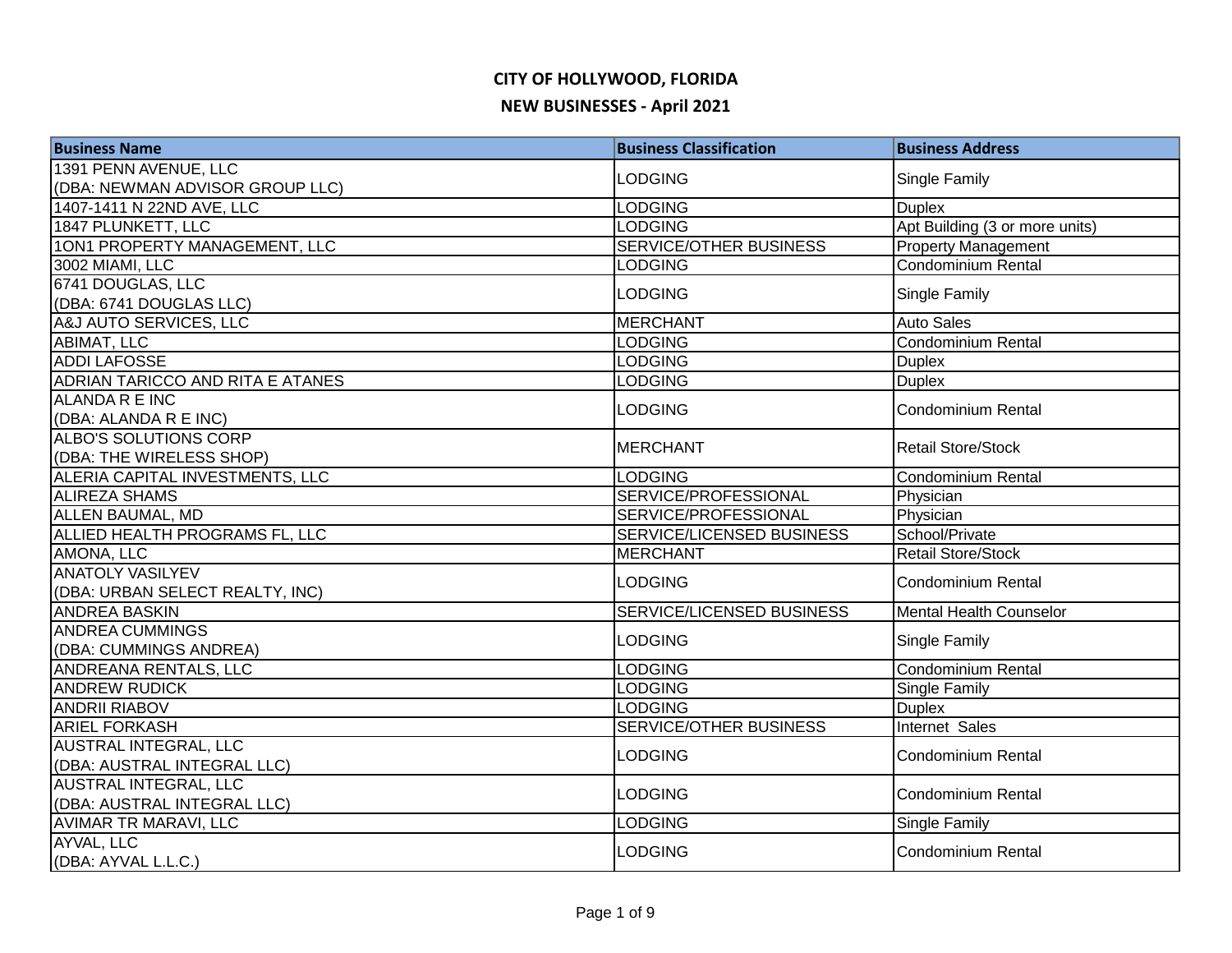# CITY OF HOLLYWOOD, FLORIDA

## NEW BUSINESSES - April 2021

| Business Name | Business Classification | Business Address |
|---|---|---|
| 1391 PENN AVENUE, LLC (DBA: NEWMAN ADVISOR GROUP LLC) | LODGING | Single Family |
| 1407-1411 N 22ND AVE, LLC | LODGING | Duplex |
| 1847 PLUNKETT, LLC | LODGING | Apt Building (3 or more units) |
| 1ON1 PROPERTY MANAGEMENT, LLC | SERVICE/OTHER BUSINESS | Property Management |
| 3002 MIAMI, LLC | LODGING | Condominium Rental |
| 6741 DOUGLAS, LLC (DBA: 6741 DOUGLAS LLC) | LODGING | Single Family |
| A&J AUTO SERVICES, LLC | MERCHANT | Auto Sales |
| ABIMAT, LLC | LODGING | Condominium Rental |
| ADDI LAFOSSE | LODGING | Duplex |
| ADRIAN TARICCO AND RITA E ATANES | LODGING | Duplex |
| ALANDA R E INC (DBA: ALANDA R E INC) | LODGING | Condominium Rental |
| ALBO'S SOLUTIONS CORP (DBA: THE WIRELESS SHOP) | MERCHANT | Retail Store/Stock |
| ALERIA CAPITAL INVESTMENTS, LLC | LODGING | Condominium Rental |
| ALIREZA SHAMS | SERVICE/PROFESSIONAL | Physician |
| ALLEN BAUMAL, MD | SERVICE/PROFESSIONAL | Physician |
| ALLIED HEALTH PROGRAMS FL, LLC | SERVICE/LICENSED BUSINESS | School/Private |
| AMONA, LLC | MERCHANT | Retail Store/Stock |
| ANATOLY VASILYEV (DBA: URBAN SELECT REALTY, INC) | LODGING | Condominium Rental |
| ANDREA BASKIN | SERVICE/LICENSED BUSINESS | Mental Health Counselor |
| ANDREA CUMMINGS (DBA: CUMMINGS ANDREA) | LODGING | Single Family |
| ANDREANA RENTALS, LLC | LODGING | Condominium Rental |
| ANDREW RUDICK | LODGING | Single Family |
| ANDRII RIABOV | LODGING | Duplex |
| ARIEL FORKASH | SERVICE/OTHER BUSINESS | Internet Sales |
| AUSTRAL INTEGRAL, LLC (DBA: AUSTRAL INTEGRAL LLC) | LODGING | Condominium Rental |
| AUSTRAL INTEGRAL, LLC (DBA: AUSTRAL INTEGRAL LLC) | LODGING | Condominium Rental |
| AVIMAR TR MARAVI, LLC | LODGING | Single Family |
| AYVAL, LLC (DBA: AYVAL L.L.C.) | LODGING | Condominium Rental |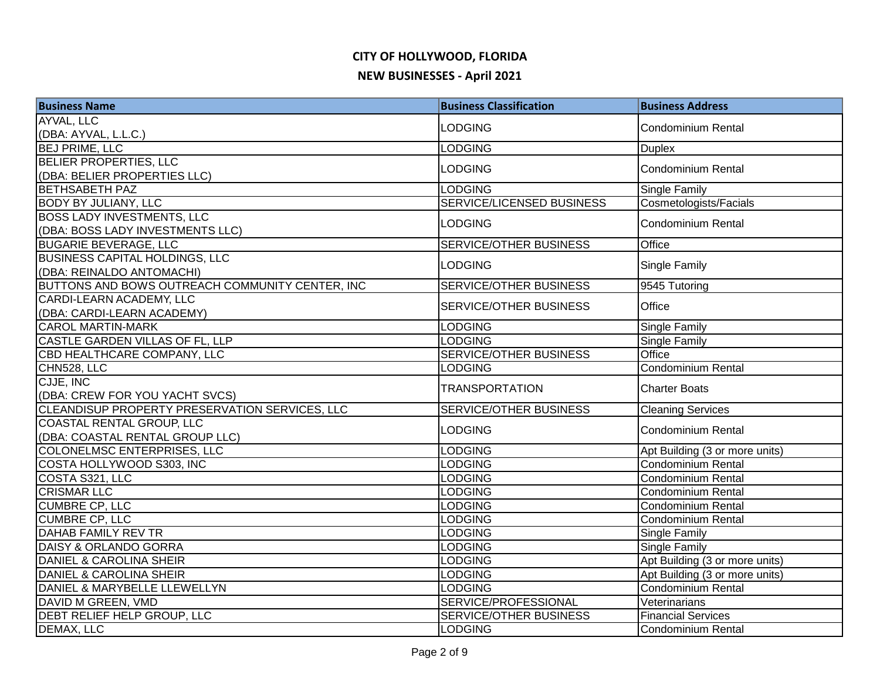# CITY OF HOLLYWOOD, FLORIDA

## NEW BUSINESSES - April 2021

| Business Name | Business Classification | Business Address |
|---|---|---|
| AYVAL, LLC (DBA: AYVAL, L.L.C.) | LODGING | Condominium Rental |
| BEJ PRIME, LLC | LODGING | Duplex |
| BELIER PROPERTIES, LLC (DBA: BELIER PROPERTIES LLC) | LODGING | Condominium Rental |
| BETHSABETH PAZ | LODGING | Single Family |
| BODY BY JULIANY, LLC | SERVICE/LICENSED BUSINESS | Cosmetologists/Facials |
| BOSS LADY INVESTMENTS, LLC (DBA: BOSS LADY INVESTMENTS LLC) | LODGING | Condominium Rental |
| BUGARIE BEVERAGE, LLC | SERVICE/OTHER BUSINESS | Office |
| BUSINESS CAPITAL HOLDINGS, LLC (DBA: REINALDO ANTOMACHI) | LODGING | Single Family |
| BUTTONS AND BOWS OUTREACH COMMUNITY CENTER, INC | SERVICE/OTHER BUSINESS | 9545 Tutoring |
| CARDI-LEARN ACADEMY, LLC (DBA: CARDI-LEARN ACADEMY) | SERVICE/OTHER BUSINESS | Office |
| CAROL MARTIN-MARK | LODGING | Single Family |
| CASTLE GARDEN VILLAS OF FL, LLP | LODGING | Single Family |
| CBD HEALTHCARE COMPANY, LLC | SERVICE/OTHER BUSINESS | Office |
| CHN528, LLC | LODGING | Condominium Rental |
| CJJE, INC (DBA: CREW FOR YOU YACHT SVCS) | TRANSPORTATION | Charter Boats |
| CLEANDISUP PROPERTY PRESERVATION SERVICES, LLC | SERVICE/OTHER BUSINESS | Cleaning Services |
| COASTAL RENTAL GROUP, LLC (DBA: COASTAL RENTAL GROUP LLC) | LODGING | Condominium Rental |
| COLONELMSC ENTERPRISES, LLC | LODGING | Apt Building (3 or more units) |
| COSTA HOLLYWOOD S303, INC | LODGING | Condominium Rental |
| COSTA S321, LLC | LODGING | Condominium Rental |
| CRISMAR LLC | LODGING | Condominium Rental |
| CUMBRE CP, LLC | LODGING | Condominium Rental |
| CUMBRE CP, LLC | LODGING | Condominium Rental |
| DAHAB FAMILY REV TR | LODGING | Single Family |
| DAISY & ORLANDO GORRA | LODGING | Single Family |
| DANIEL & CAROLINA SHEIR | LODGING | Apt Building (3 or more units) |
| DANIEL & CAROLINA SHEIR | LODGING | Apt Building (3 or more units) |
| DANIEL & MARYBELLE LLEWELLYN | LODGING | Condominium Rental |
| DAVID M GREEN, VMD | SERVICE/PROFESSIONAL | Veterinarians |
| DEBT RELIEF HELP GROUP, LLC | SERVICE/OTHER BUSINESS | Financial Services |
| DEMAX, LLC | LODGING | Condominium Rental |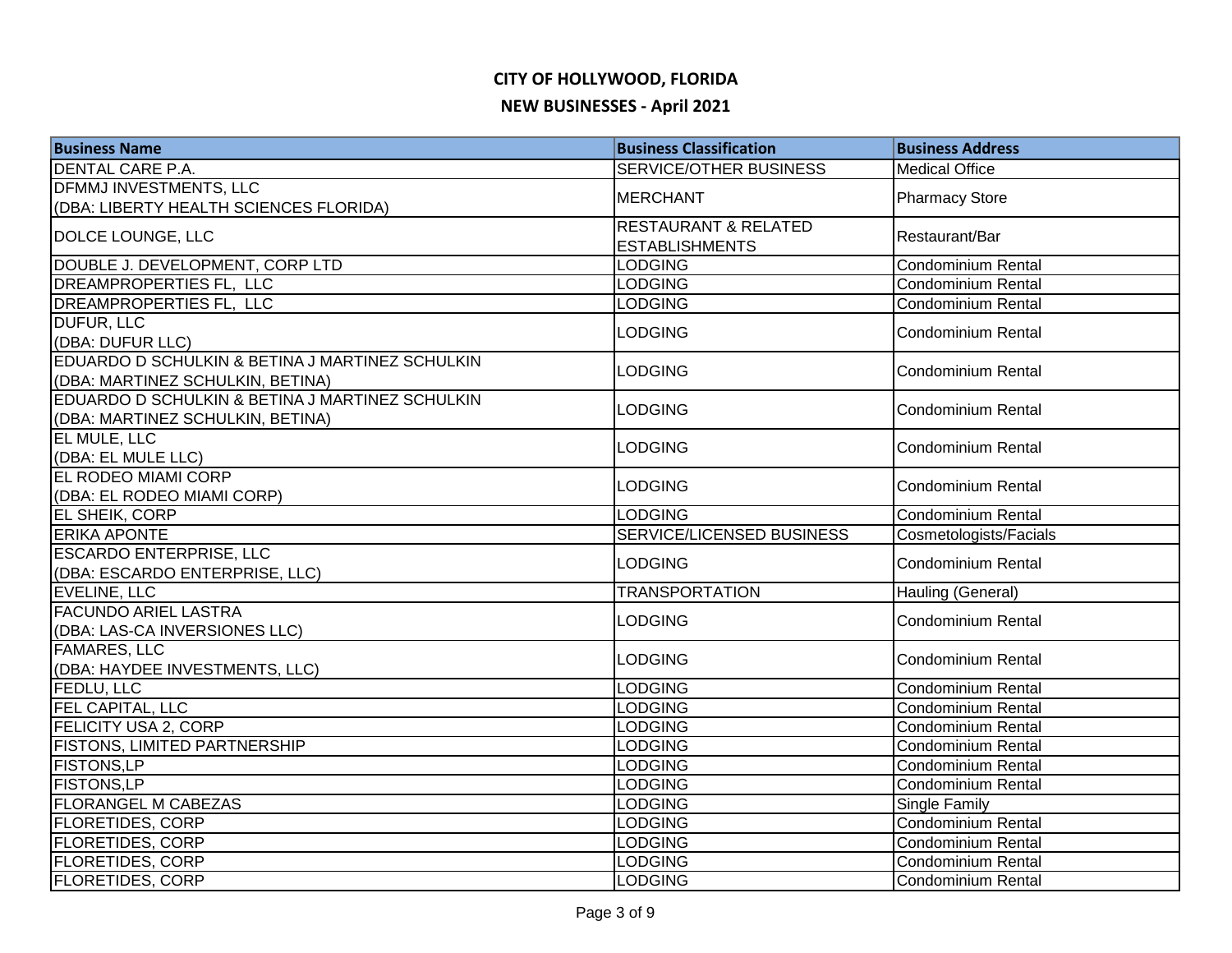# CITY OF HOLLYWOOD, FLORIDA

## NEW BUSINESSES - April 2021

| Business Name | Business Classification | Business Address |
| --- | --- | --- |
| DENTAL CARE P.A. | SERVICE/OTHER BUSINESS | Medical Office |
| DFMMJ INVESTMENTS, LLC (DBA: LIBERTY HEALTH SCIENCES FLORIDA) | MERCHANT | Pharmacy Store |
| DOLCE LOUNGE, LLC | RESTAURANT & RELATED ESTABLISHMENTS | Restaurant/Bar |
| DOUBLE J. DEVELOPMENT, CORP LTD | LODGING | Condominium Rental |
| DREAMPROPERTIES FL, LLC | LODGING | Condominium Rental |
| DREAMPROPERTIES FL, LLC | LODGING | Condominium Rental |
| DUFUR, LLC (DBA: DUFUR LLC) | LODGING | Condominium Rental |
| EDUARDO D SCHULKIN & BETINA J MARTINEZ SCHULKIN (DBA: MARTINEZ SCHULKIN, BETINA) | LODGING | Condominium Rental |
| EDUARDO D SCHULKIN & BETINA J MARTINEZ SCHULKIN (DBA: MARTINEZ SCHULKIN, BETINA) | LODGING | Condominium Rental |
| EL MULE, LLC (DBA: EL MULE LLC) | LODGING | Condominium Rental |
| EL RODEO MIAMI CORP (DBA: EL RODEO MIAMI CORP) | LODGING | Condominium Rental |
| EL SHEIK, CORP | LODGING | Condominium Rental |
| ERIKA APONTE | SERVICE/LICENSED BUSINESS | Cosmetologists/Facials |
| ESCARDO ENTERPRISE, LLC (DBA: ESCARDO ENTERPRISE, LLC) | LODGING | Condominium Rental |
| EVELINE, LLC | TRANSPORTATION | Hauling (General) |
| FACUNDO ARIEL LASTRA (DBA: LAS-CA INVERSIONES LLC) | LODGING | Condominium Rental |
| FAMARES, LLC (DBA: HAYDEE INVESTMENTS, LLC) | LODGING | Condominium Rental |
| FEDLU, LLC | LODGING | Condominium Rental |
| FEL CAPITAL, LLC | LODGING | Condominium Rental |
| FELICITY USA 2, CORP | LODGING | Condominium Rental |
| FISTONS, LIMITED PARTNERSHIP | LODGING | Condominium Rental |
| FISTONS,LP | LODGING | Condominium Rental |
| FISTONS,LP | LODGING | Condominium Rental |
| FLORANGEL M CABEZAS | LODGING | Single Family |
| FLORETIDES, CORP | LODGING | Condominium Rental |
| FLORETIDES, CORP | LODGING | Condominium Rental |
| FLORETIDES, CORP | LODGING | Condominium Rental |
| FLORETIDES, CORP | LODGING | Condominium Rental |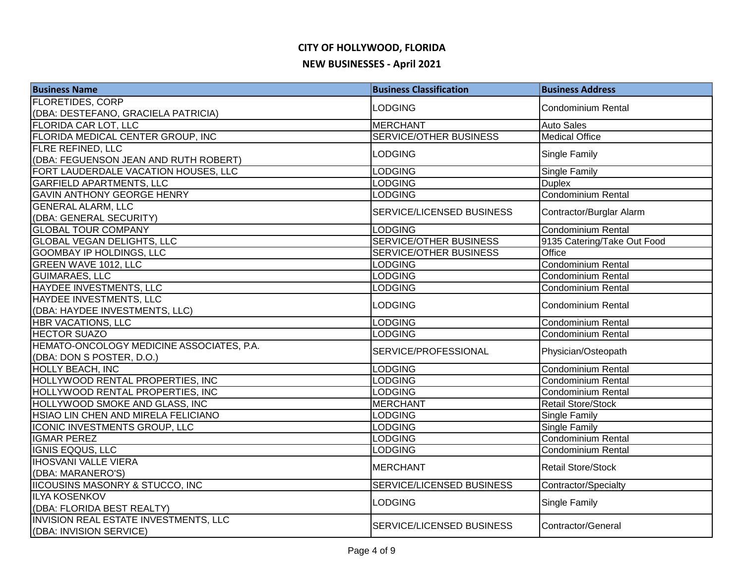# CITY OF HOLLYWOOD, FLORIDA

## NEW BUSINESSES - April 2021

| Business Name | Business Classification | Business Address |
| --- | --- | --- |
| FLORETIDES, CORP (DBA: DESTEFANO, GRACIELA PATRICIA) | LODGING | Condominium Rental |
| FLORIDA CAR LOT, LLC | MERCHANT | Auto Sales |
| FLORIDA MEDICAL CENTER GROUP, INC | SERVICE/OTHER BUSINESS | Medical Office |
| FLRE REFINED, LLC (DBA: FEGUENSON JEAN AND RUTH ROBERT) | LODGING | Single Family |
| FORT LAUDERDALE VACATION HOUSES, LLC | LODGING | Single Family |
| GARFIELD APARTMENTS, LLC | LODGING | Duplex |
| GAVIN ANTHONY GEORGE HENRY | LODGING | Condominium Rental |
| GENERAL ALARM, LLC (DBA: GENERAL SECURITY) | SERVICE/LICENSED BUSINESS | Contractor/Burglar Alarm |
| GLOBAL TOUR COMPANY | LODGING | Condominium Rental |
| GLOBAL VEGAN DELIGHTS, LLC | SERVICE/OTHER BUSINESS | 9135 Catering/Take Out Food |
| GOOMBAY IP HOLDINGS, LLC | SERVICE/OTHER BUSINESS | Office |
| GREEN WAVE 1012, LLC | LODGING | Condominium Rental |
| GUIMARAES, LLC | LODGING | Condominium Rental |
| HAYDEE INVESTMENTS, LLC | LODGING | Condominium Rental |
| HAYDEE INVESTMENTS, LLC (DBA: HAYDEE INVESTMENTS, LLC) | LODGING | Condominium Rental |
| HBR VACATIONS, LLC | LODGING | Condominium Rental |
| HECTOR SUAZO | LODGING | Condominium Rental |
| HEMATO-ONCOLOGY MEDICINE ASSOCIATES, P.A. (DBA: DON S POSTER, D.O.) | SERVICE/PROFESSIONAL | Physician/Osteopath |
| HOLLY BEACH, INC | LODGING | Condominium Rental |
| HOLLYWOOD RENTAL PROPERTIES, INC | LODGING | Condominium Rental |
| HOLLYWOOD RENTAL PROPERTIES, INC | LODGING | Condominium Rental |
| HOLLYWOOD SMOKE AND GLASS, INC | MERCHANT | Retail Store/Stock |
| HSIAO LIN CHEN AND MIRELA FELICIANO | LODGING | Single Family |
| ICONIC INVESTMENTS GROUP, LLC | LODGING | Single Family |
| IGMAR PEREZ | LODGING | Condominium Rental |
| IGNIS EQQUS, LLC | LODGING | Condominium Rental |
| IHOSVANI VALLE VIERA (DBA: MARANERO'S) | MERCHANT | Retail Store/Stock |
| IICOUSINS MASONRY & STUCCO, INC | SERVICE/LICENSED BUSINESS | Contractor/Specialty |
| ILYA KOSENKOV (DBA: FLORIDA BEST REALTY) | LODGING | Single Family |
| INVISION REAL ESTATE INVESTMENTS, LLC (DBA: INVISION SERVICE) | SERVICE/LICENSED BUSINESS | Contractor/General |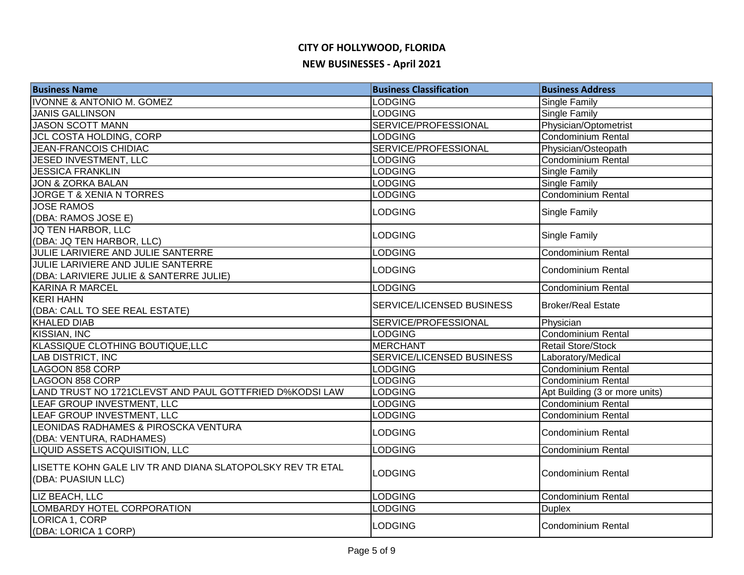# CITY OF HOLLYWOOD, FLORIDA

## NEW BUSINESSES - April 2021

| Business Name | Business Classification | Business Address |
|---|---|---|
| IVONNE & ANTONIO M. GOMEZ | LODGING | Single Family |
| JANIS GALLINSON | LODGING | Single Family |
| JASON SCOTT MANN | SERVICE/PROFESSIONAL | Physician/Optometrist |
| JCL COSTA HOLDING, CORP | LODGING | Condominium Rental |
| JEAN-FRANCOIS CHIDIAC | SERVICE/PROFESSIONAL | Physician/Osteopath |
| JESED INVESTMENT, LLC | LODGING | Condominium Rental |
| JESSICA FRANKLIN | LODGING | Single Family |
| JON & ZORKA BALAN | LODGING | Single Family |
| JORGE T & XENIA N TORRES | LODGING | Condominium Rental |
| JOSE RAMOS (DBA: RAMOS JOSE E) | LODGING | Single Family |
| JQ TEN HARBOR, LLC (DBA: JQ TEN HARBOR, LLC) | LODGING | Single Family |
| JULIE LARIVIERE AND JULIE SANTERRE | LODGING | Condominium Rental |
| JULIE LARIVIERE AND JULIE SANTERRE (DBA: LARIVIERE JULIE & SANTERRE JULIE) | LODGING | Condominium Rental |
| KARINA R MARCEL | LODGING | Condominium Rental |
| KERI HAHN (DBA: CALL TO SEE REAL ESTATE) | SERVICE/LICENSED BUSINESS | Broker/Real Estate |
| KHALED DIAB | SERVICE/PROFESSIONAL | Physician |
| KISSIAN, INC | LODGING | Condominium Rental |
| KLASSIQUE CLOTHING BOUTIQUE,LLC | MERCHANT | Retail Store/Stock |
| LAB DISTRICT, INC | SERVICE/LICENSED BUSINESS | Laboratory/Medical |
| LAGOON 858 CORP | LODGING | Condominium Rental |
| LAGOON 858 CORP | LODGING | Condominium Rental |
| LAND TRUST NO 1721CLEVST AND PAUL GOTTFRIED D%KODSI LAW | LODGING | Apt Building (3 or more units) |
| LEAF GROUP INVESTMENT, LLC | LODGING | Condominium Rental |
| LEAF GROUP INVESTMENT, LLC | LODGING | Condominium Rental |
| LEONIDAS RADHAMES & PIROSCKA VENTURA (DBA: VENTURA, RADHAMES) | LODGING | Condominium Rental |
| LIQUID ASSETS ACQUISITION, LLC | LODGING | Condominium Rental |
| LISETTE KOHN GALE LIV TR AND DIANA SLATOPOLSKY REV TR ETAL (DBA: PUASIUN LLC) | LODGING | Condominium Rental |
| LIZ BEACH, LLC | LODGING | Condominium Rental |
| LOMBARDY HOTEL CORPORATION | LODGING | Duplex |
| LORICA 1, CORP (DBA: LORICA 1 CORP) | LODGING | Condominium Rental |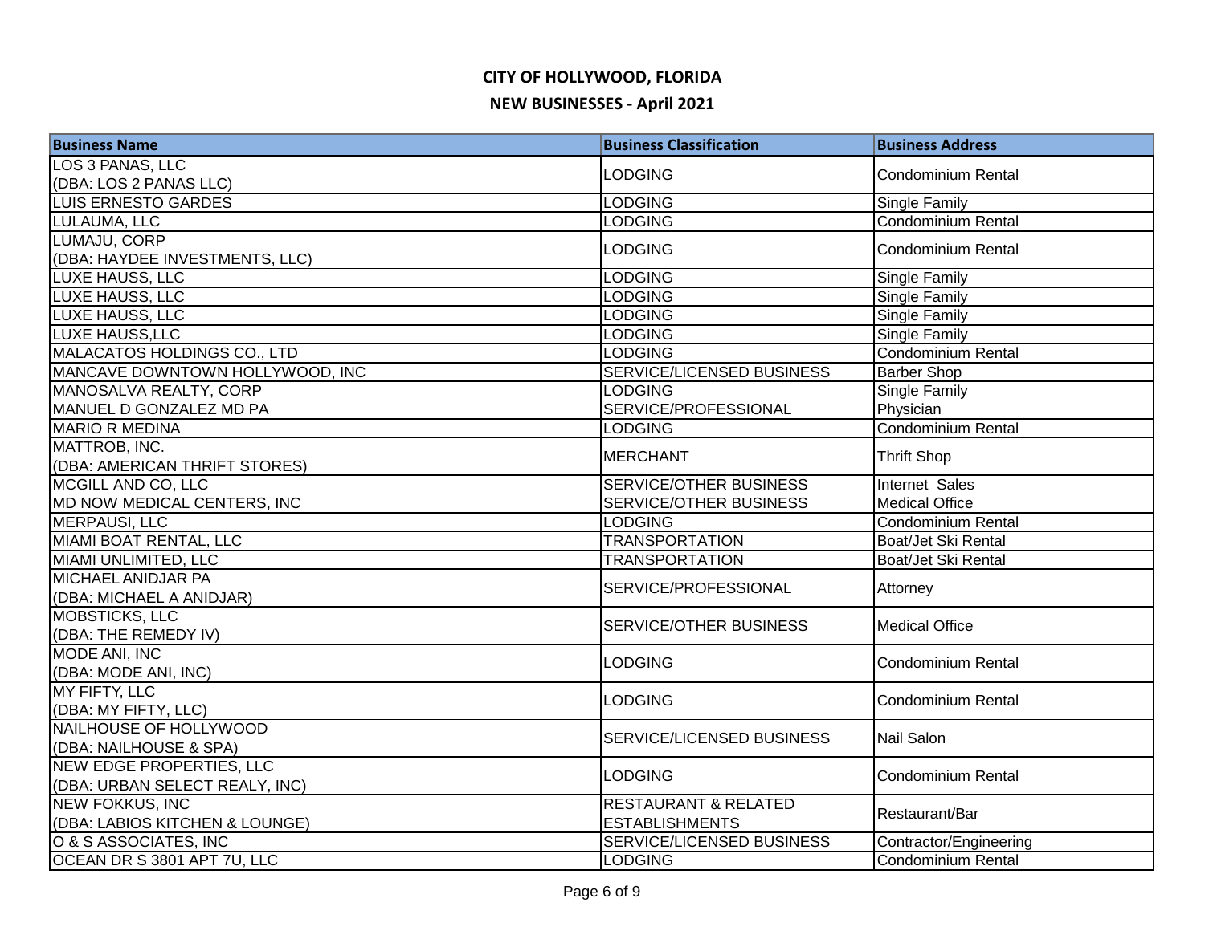# CITY OF HOLLYWOOD, FLORIDA

## NEW BUSINESSES - April 2021

| Business Name | Business Classification | Business Address |
|---|---|---|
| LOS 3 PANAS, LLC (DBA: LOS 2 PANAS LLC) | LODGING | Condominium Rental |
| LUIS ERNESTO GARDES | LODGING | Single Family |
| LULAUMA, LLC | LODGING | Condominium Rental |
| LUMAJU, CORP (DBA: HAYDEE INVESTMENTS, LLC) | LODGING | Condominium Rental |
| LUXE HAUSS, LLC | LODGING | Single Family |
| LUXE HAUSS, LLC | LODGING | Single Family |
| LUXE HAUSS, LLC | LODGING | Single Family |
| LUXE HAUSS,LLC | LODGING | Single Family |
| MALACATOS HOLDINGS CO., LTD | LODGING | Condominium Rental |
| MANCAVE DOWNTOWN HOLLYWOOD, INC | SERVICE/LICENSED BUSINESS | Barber Shop |
| MANOSALVA REALTY, CORP | LODGING | Single Family |
| MANUEL D GONZALEZ MD PA | SERVICE/PROFESSIONAL | Physician |
| MARIO R MEDINA | LODGING | Condominium Rental |
| MATTROB, INC. (DBA: AMERICAN THRIFT STORES) | MERCHANT | Thrift Shop |
| MCGILL AND CO, LLC | SERVICE/OTHER BUSINESS | Internet Sales |
| MD NOW MEDICAL CENTERS, INC | SERVICE/OTHER BUSINESS | Medical Office |
| MERPAUSI, LLC | LODGING | Condominium Rental |
| MIAMI BOAT RENTAL, LLC | TRANSPORTATION | Boat/Jet Ski Rental |
| MIAMI UNLIMITED, LLC | TRANSPORTATION | Boat/Jet Ski Rental |
| MICHAEL ANIDJAR PA (DBA: MICHAEL A ANIDJAR) | SERVICE/PROFESSIONAL | Attorney |
| MOBSTICKS, LLC (DBA: THE REMEDY IV) | SERVICE/OTHER BUSINESS | Medical Office |
| MODE ANI, INC (DBA: MODE ANI, INC) | LODGING | Condominium Rental |
| MY FIFTY, LLC (DBA: MY FIFTY, LLC) | LODGING | Condominium Rental |
| NAILHOUSE OF HOLLYWOOD (DBA: NAILHOUSE & SPA) | SERVICE/LICENSED BUSINESS | Nail Salon |
| NEW EDGE PROPERTIES, LLC (DBA: URBAN SELECT REALY, INC) | LODGING | Condominium Rental |
| NEW FOKKUS, INC (DBA: LABIOS KITCHEN & LOUNGE) | RESTAURANT & RELATED ESTABLISHMENTS | Restaurant/Bar |
| O & S ASSOCIATES, INC | SERVICE/LICENSED BUSINESS | Contractor/Engineering |
| OCEAN DR S 3801 APT 7U, LLC | LODGING | Condominium Rental |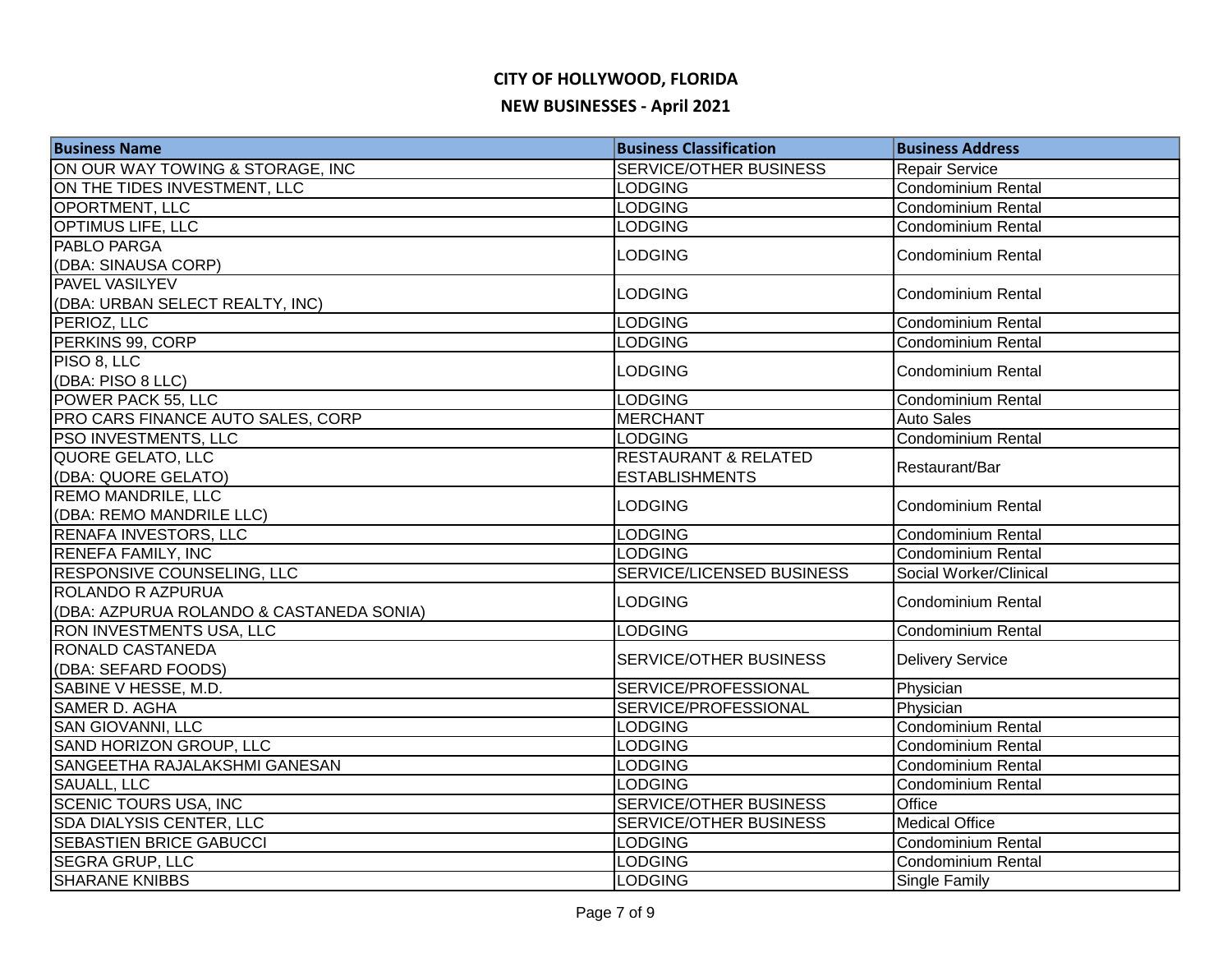# CITY OF HOLLYWOOD, FLORIDA

## NEW BUSINESSES - April 2021

| Business Name | Business Classification | Business Address |
|---|---|---|
| ON OUR WAY TOWING & STORAGE, INC | SERVICE/OTHER BUSINESS | Repair Service |
| ON THE TIDES INVESTMENT, LLC | LODGING | Condominium Rental |
| OPORTMENT, LLC | LODGING | Condominium Rental |
| OPTIMUS LIFE, LLC | LODGING | Condominium Rental |
| PABLO PARGA (DBA: SINAUSA CORP) | LODGING | Condominium Rental |
| PAVEL VASILYEV (DBA: URBAN SELECT REALTY, INC) | LODGING | Condominium Rental |
| PERIOZ, LLC | LODGING | Condominium Rental |
| PERKINS 99, CORP | LODGING | Condominium Rental |
| PISO 8, LLC (DBA: PISO 8 LLC) | LODGING | Condominium Rental |
| POWER PACK 55, LLC | LODGING | Condominium Rental |
| PRO CARS FINANCE AUTO SALES, CORP | MERCHANT | Auto Sales |
| PSO INVESTMENTS, LLC | LODGING | Condominium Rental |
| QUORE GELATO, LLC (DBA: QUORE GELATO) | RESTAURANT & RELATED ESTABLISHMENTS | Restaurant/Bar |
| REMO MANDRILE, LLC (DBA: REMO MANDRILE LLC) | LODGING | Condominium Rental |
| RENAFA INVESTORS, LLC | LODGING | Condominium Rental |
| RENEFA FAMILY, INC | LODGING | Condominium Rental |
| RESPONSIVE COUNSELING, LLC | SERVICE/LICENSED BUSINESS | Social Worker/Clinical |
| ROLANDO R AZPURUA (DBA: AZPURUA ROLANDO & CASTANEDA SONIA) | LODGING | Condominium Rental |
| RON INVESTMENTS USA, LLC | LODGING | Condominium Rental |
| RONALD CASTANEDA (DBA: SEFARD FOODS) | SERVICE/OTHER BUSINESS | Delivery Service |
| SABINE V HESSE, M.D. | SERVICE/PROFESSIONAL | Physician |
| SAMER D. AGHA | SERVICE/PROFESSIONAL | Physician |
| SAN GIOVANNI, LLC | LODGING | Condominium Rental |
| SAND HORIZON GROUP, LLC | LODGING | Condominium Rental |
| SANGEETHA RAJALAKSHMI GANESAN | LODGING | Condominium Rental |
| SAUALL, LLC | LODGING | Condominium Rental |
| SCENIC TOURS USA, INC | SERVICE/OTHER BUSINESS | Office |
| SDA DIALYSIS CENTER, LLC | SERVICE/OTHER BUSINESS | Medical Office |
| SEBASTIEN BRICE GABUCCI | LODGING | Condominium Rental |
| SEGRA GRUP, LLC | LODGING | Condominium Rental |
| SHARANE KNIBBS | LODGING | Single Family |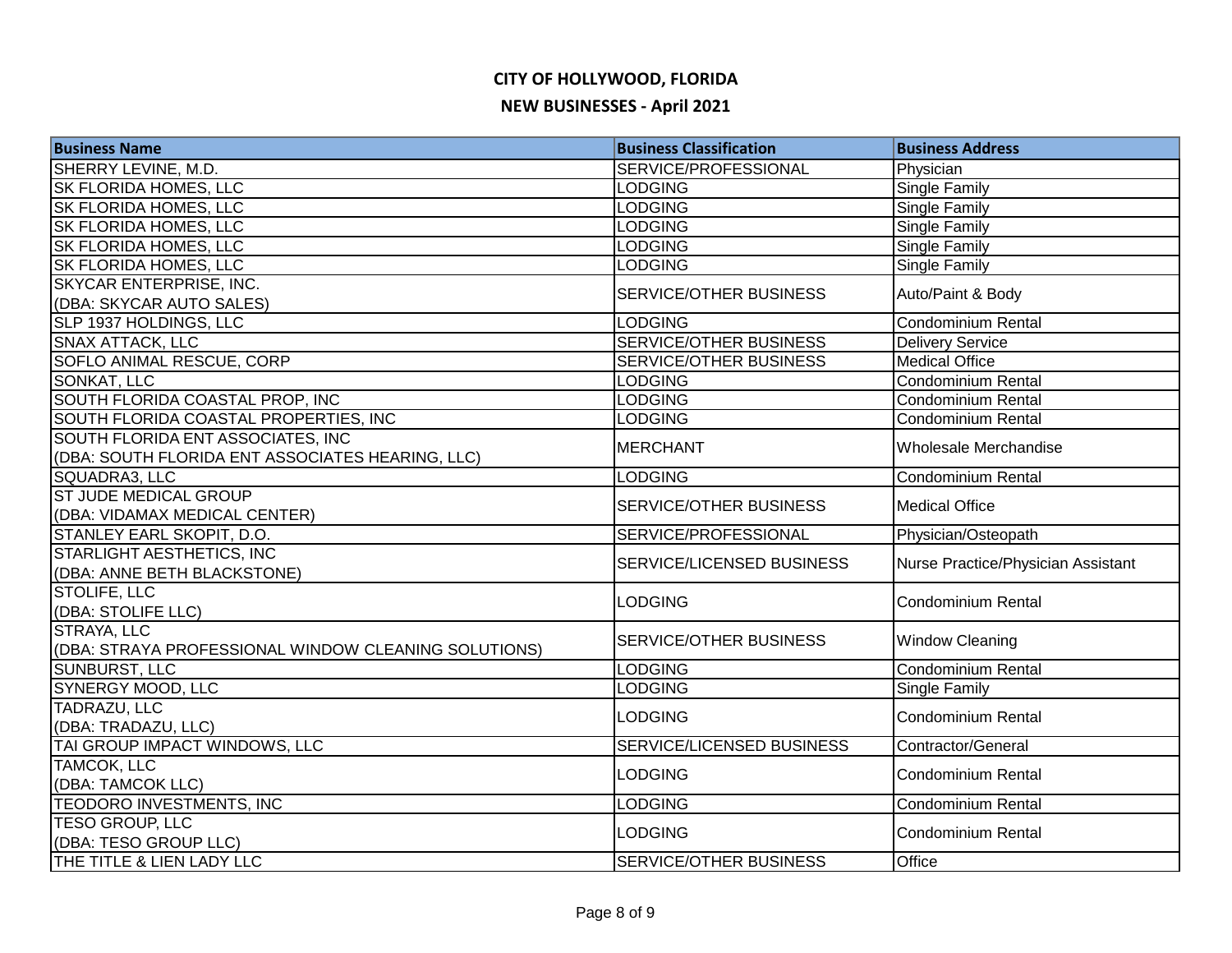# CITY OF HOLLYWOOD, FLORIDA

## NEW BUSINESSES - April 2021

| Business Name | Business Classification | Business Address |
| --- | --- | --- |
| SHERRY LEVINE, M.D. | SERVICE/PROFESSIONAL | Physician |
| SK FLORIDA HOMES, LLC | LODGING | Single Family |
| SK FLORIDA HOMES, LLC | LODGING | Single Family |
| SK FLORIDA HOMES, LLC | LODGING | Single Family |
| SK FLORIDA HOMES, LLC | LODGING | Single Family |
| SK FLORIDA HOMES, LLC | LODGING | Single Family |
| SKYCAR ENTERPRISE, INC.<br>(DBA: SKYCAR AUTO SALES) | SERVICE/OTHER BUSINESS | Auto/Paint & Body |
| SLP 1937 HOLDINGS, LLC | LODGING | Condominium Rental |
| SNAX ATTACK, LLC | SERVICE/OTHER BUSINESS | Delivery Service |
| SOFLO ANIMAL RESCUE, CORP | SERVICE/OTHER BUSINESS | Medical Office |
| SONKAT, LLC | LODGING | Condominium Rental |
| SOUTH FLORIDA COASTAL PROP, INC | LODGING | Condominium Rental |
| SOUTH FLORIDA COASTAL PROPERTIES, INC | LODGING | Condominium Rental |
| SOUTH FLORIDA ENT ASSOCIATES, INC<br>(DBA: SOUTH FLORIDA ENT ASSOCIATES HEARING, LLC) | MERCHANT | Wholesale Merchandise |
| SQUADRA3, LLC | LODGING | Condominium Rental |
| ST JUDE MEDICAL GROUP<br>(DBA: VIDAMAX MEDICAL CENTER) | SERVICE/OTHER BUSINESS | Medical Office |
| STANLEY EARL SKOPIT, D.O. | SERVICE/PROFESSIONAL | Physician/Osteopath |
| STARLIGHT AESTHETICS, INC<br>(DBA: ANNE BETH BLACKSTONE) | SERVICE/LICENSED BUSINESS | Nurse Practice/Physician Assistant |
| STOLIFE, LLC<br>(DBA: STOLIFE LLC) | LODGING | Condominium Rental |
| STRAYA, LLC<br>(DBA: STRAYA PROFESSIONAL WINDOW CLEANING SOLUTIONS) | SERVICE/OTHER BUSINESS | Window Cleaning |
| SUNBURST, LLC | LODGING | Condominium Rental |
| SYNERGY MOOD, LLC | LODGING | Single Family |
| TADRAZU, LLC<br>(DBA: TRADAZU, LLC) | LODGING | Condominium Rental |
| TAI GROUP IMPACT WINDOWS, LLC | SERVICE/LICENSED BUSINESS | Contractor/General |
| TAMCOK, LLC<br>(DBA: TAMCOK LLC) | LODGING | Condominium Rental |
| TEODORO INVESTMENTS, INC | LODGING | Condominium Rental |
| TESO GROUP, LLC<br>(DBA: TESO GROUP LLC) | LODGING | Condominium Rental |
| THE TITLE & LIEN LADY LLC | SERVICE/OTHER BUSINESS | Office |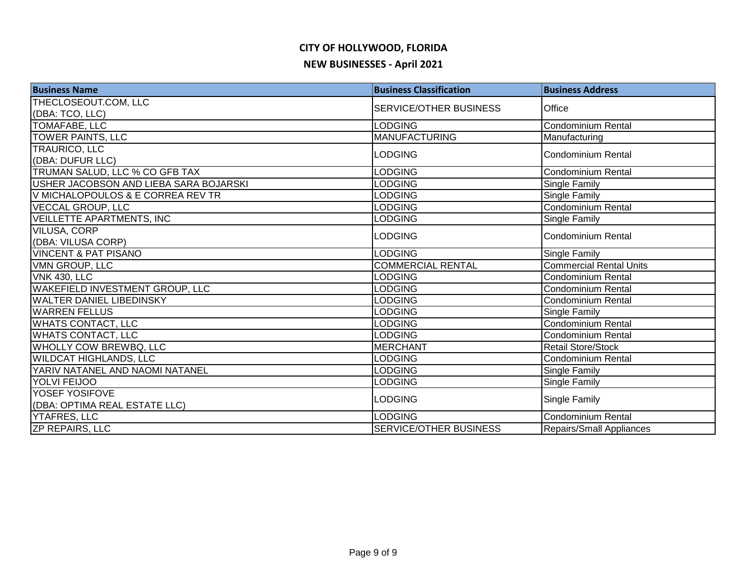# CITY OF HOLLYWOOD, FLORIDA

## NEW BUSINESSES - April 2021

| Business Name | Business Classification | Business Address |
|---|---|---|
| THECLOSEOUT.COM, LLC (DBA: TCO, LLC) | SERVICE/OTHER BUSINESS | Office |
| TOMAFABE, LLC | LODGING | Condominium Rental |
| TOWER PAINTS, LLC | MANUFACTURING | Manufacturing |
| TRAURICO, LLC (DBA: DUFUR LLC) | LODGING | Condominium Rental |
| TRUMAN SALUD, LLC % CO GFB TAX | LODGING | Condominium Rental |
| USHER JACOBSON AND LIEBA SARA BOJARSKI | LODGING | Single Family |
| V MICHALOPOULOS & E CORREA REV TR | LODGING | Single Family |
| VECCAL GROUP, LLC | LODGING | Condominium Rental |
| VEILLETTE APARTMENTS, INC | LODGING | Single Family |
| VILUSA, CORP (DBA: VILUSA CORP) | LODGING | Condominium Rental |
| VINCENT & PAT PISANO | LODGING | Single Family |
| VMN GROUP, LLC | COMMERCIAL RENTAL | Commercial Rental Units |
| VNK 430, LLC | LODGING | Condominium Rental |
| WAKEFIELD INVESTMENT GROUP, LLC | LODGING | Condominium Rental |
| WALTER DANIEL LIBEDINSKY | LODGING | Condominium Rental |
| WARREN FELLUS | LODGING | Single Family |
| WHATS CONTACT, LLC | LODGING | Condominium Rental |
| WHATS CONTACT, LLC | LODGING | Condominium Rental |
| WHOLLY COW BREWBQ, LLC | MERCHANT | Retail Store/Stock |
| WILDCAT HIGHLANDS, LLC | LODGING | Condominium Rental |
| YARIV NATANEL AND NAOMI NATANEL | LODGING | Single Family |
| YOLVI FEIJOO | LODGING | Single Family |
| YOSEF YOSIFOVE (DBA: OPTIMA REAL ESTATE LLC) | LODGING | Single Family |
| YTAFRES, LLC | LODGING | Condominium Rental |
| ZP REPAIRS, LLC | SERVICE/OTHER BUSINESS | Repairs/Small Appliances |